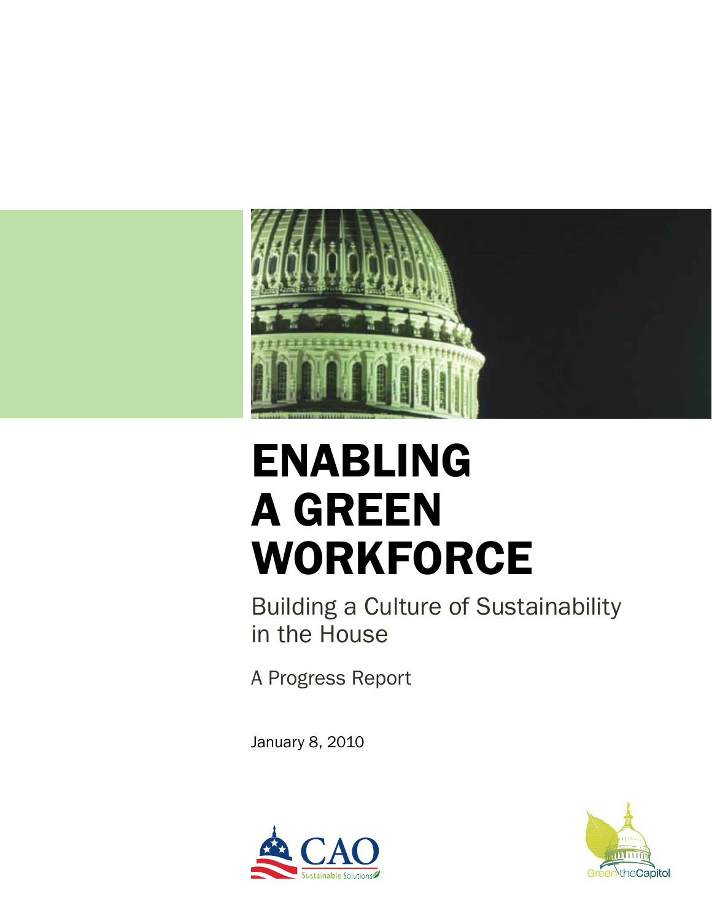# ENABLING A GREEN WORKFORCE

## Building a Culture of Sustainability in the House

A Progress Report

January 8, 2010

CAO Sustainable Solutions

Green the Capitol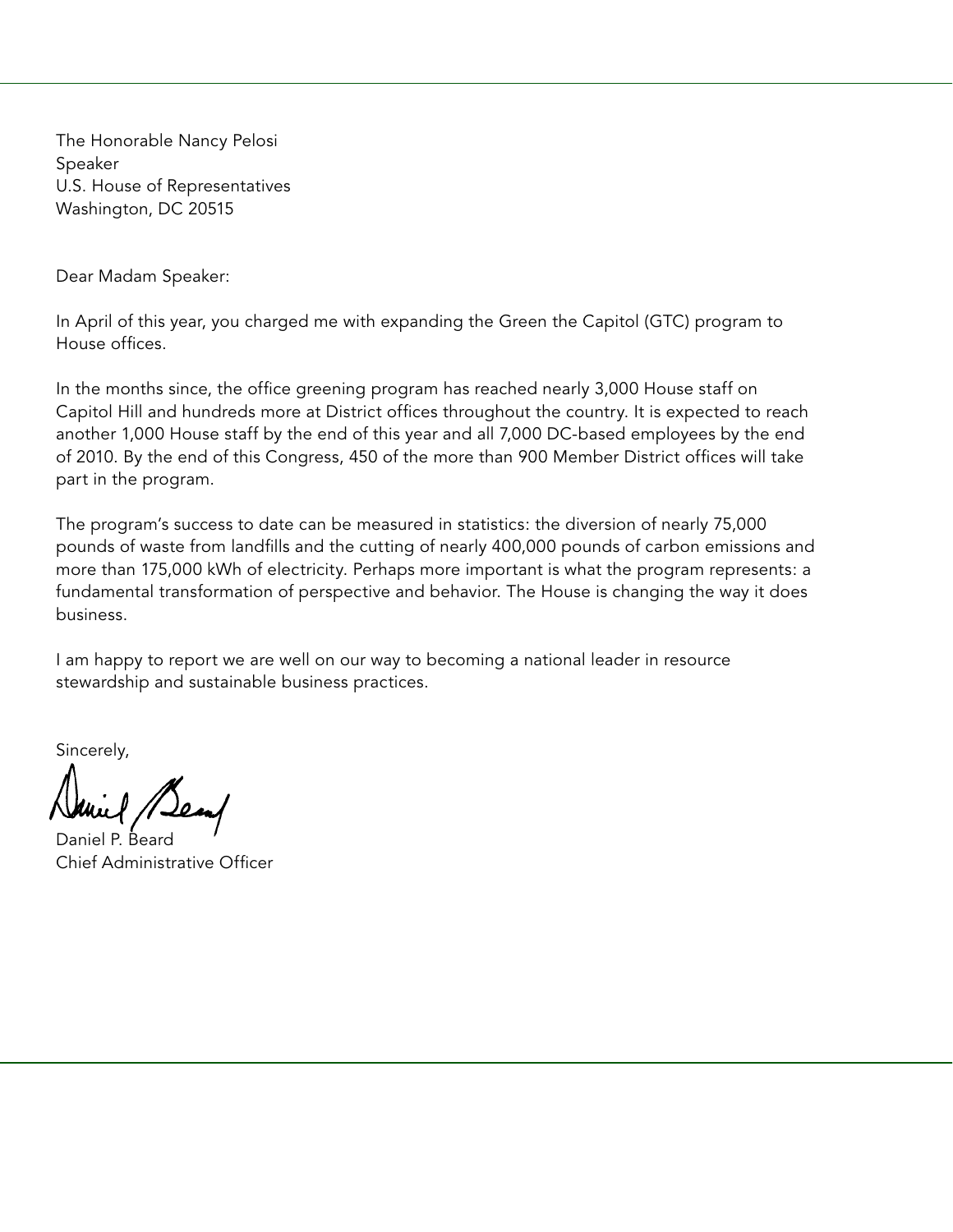The Honorable Nancy Pelosi
Speaker
U.S. House of Representatives
Washington, DC 20515

Dear Madam Speaker:

In April of this year, you charged me with expanding the Green the Capitol (GTC) program to House offices.

In the months since, the office greening program has reached nearly 3,000 House staff on Capitol Hill and hundreds more at District offices throughout the country. It is expected to reach another 1,000 House staff by the end of this year and all 7,000 DC-based employees by the end of 2010. By the end of this Congress, 450 of the more than 900 Member District offices will take part in the program.

The program's success to date can be measured in statistics: the diversion of nearly 75,000 pounds of waste from landfills and the cutting of nearly 400,000 pounds of carbon emissions and more than 175,000 kWh of electricity. Perhaps more important is what the program represents: a fundamental transformation of perspective and behavior. The House is changing the way it does business.

I am happy to report we are well on our way to becoming a national leader in resource stewardship and sustainable business practices.

Sincerely,

Daniel P. Beard
Chief Administrative Officer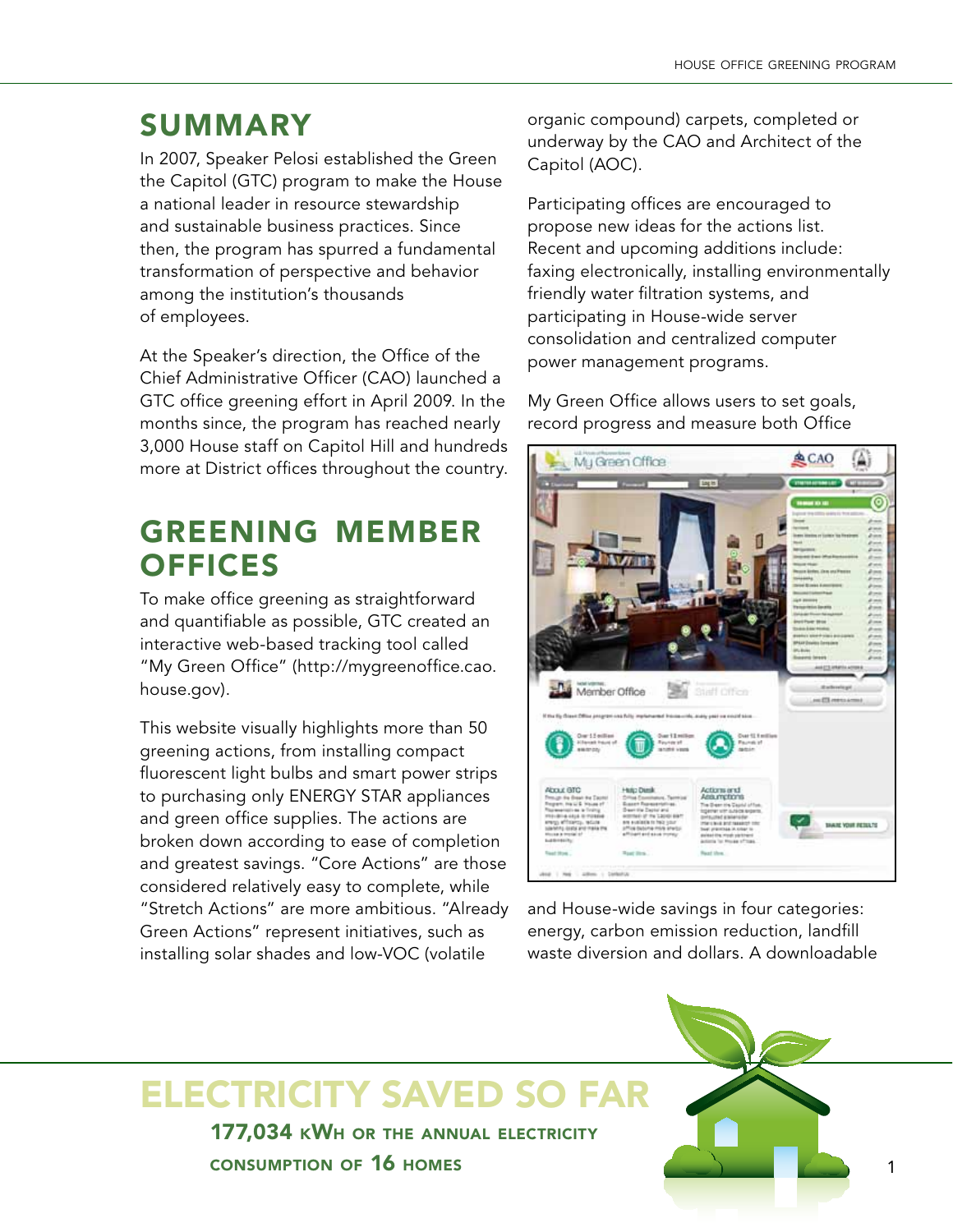## SUMMARY

In 2007, Speaker Pelosi established the Green the Capitol (GTC) program to make the House a national leader in resource stewardship and sustainable business practices. Since then, the program has spurred a fundamental transformation of perspective and behavior among the institution's thousands of employees.

At the Speaker's direction, the Office of the Chief Administrative Officer (CAO) launched a GTC office greening effort in April 2009. In the months since, the program has reached nearly 3,000 House staff on Capitol Hill and hundreds more at District offices throughout the country.

## GREENING MEMBER OFFICES

To make office greening as straightforward and quantifiable as possible, GTC created an interactive web-based tracking tool called "My Green Office" (http://mygreenoffice.cao.house.gov).

This website visually highlights more than 50 greening actions, from installing compact fluorescent light bulbs and smart power strips to purchasing only ENERGY STAR appliances and green office supplies. The actions are broken down according to ease of completion and greatest savings. "Core Actions" are those considered relatively easy to complete, while "Stretch Actions" are more ambitious. "Already Green Actions" represent initiatives, such as installing solar shades and low-VOC (volatile organic compound) carpets, completed or underway by the CAO and Architect of the Capitol (AOC).

Participating offices are encouraged to propose new ideas for the actions list. Recent and upcoming additions include: faxing electronically, installing environmentally friendly water filtration systems, and participating in House-wide server consolidation and centralized computer power management programs.

My Green Office allows users to set goals, record progress and measure both Office and House-wide savings in four categories: energy, carbon emission reduction, landfill waste diversion and dollars. A downloadable

## ELECTRICITY SAVED SO FAR

**177,034 kWh or the annual electricity consumption of 16 homes**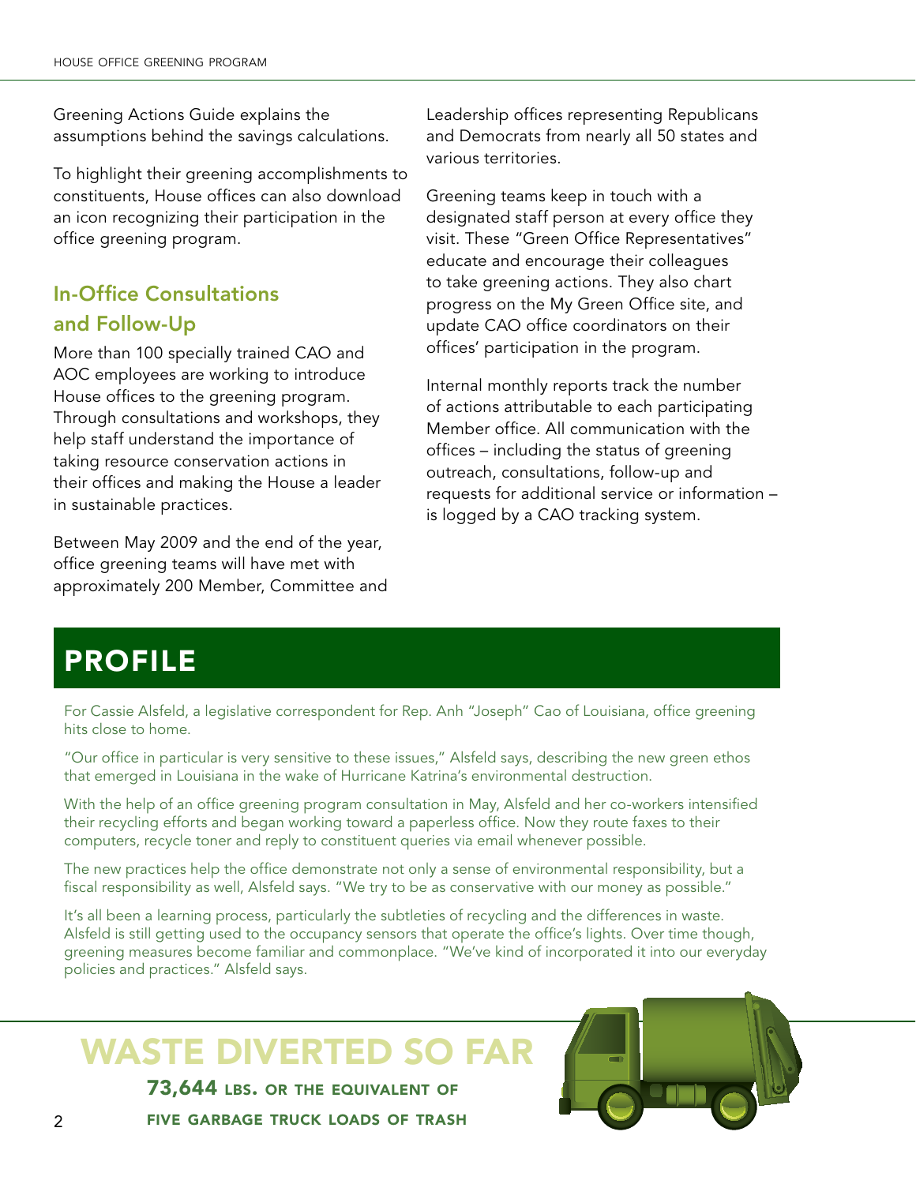Greening Actions Guide explains the assumptions behind the savings calculations.

To highlight their greening accomplishments to constituents, House offices can also download an icon recognizing their participation in the office greening program.

## In-Office Consultations and Follow-Up

More than 100 specially trained CAO and AOC employees are working to introduce House offices to the greening program. Through consultations and workshops, they help staff understand the importance of taking resource conservation actions in their offices and making the House a leader in sustainable practices.

Between May 2009 and the end of the year, office greening teams will have met with approximately 200 Member, Committee and Leadership offices representing Republicans and Democrats from nearly all 50 states and various territories.

Greening teams keep in touch with a designated staff person at every office they visit. These "Green Office Representatives" educate and encourage their colleagues to take greening actions. They also chart progress on the My Green Office site, and update CAO office coordinators on their offices' participation in the program.

Internal monthly reports track the number of actions attributable to each participating Member office. All communication with the offices – including the status of greening outreach, consultations, follow-up and requests for additional service or information – is logged by a CAO tracking system.

# PROFILE

For Cassie Alsfeld, a legislative correspondent for Rep. Anh "Joseph" Cao of Louisiana, office greening hits close to home.

"Our office in particular is very sensitive to these issues," Alsfeld says, describing the new green ethos that emerged in Louisiana in the wake of Hurricane Katrina's environmental destruction.

With the help of an office greening program consultation in May, Alsfeld and her co-workers intensified their recycling efforts and began working toward a paperless office. Now they route faxes to their computers, recycle toner and reply to constituent queries via email whenever possible.

The new practices help the office demonstrate not only a sense of environmental responsibility, but a fiscal responsibility as well, Alsfeld says. "We try to be as conservative with our money as possible."

It's all been a learning process, particularly the subtleties of recycling and the differences in waste. Alsfeld is still getting used to the occupancy sensors that operate the office's lights. Over time though, greening measures become familiar and commonplace. "We've kind of incorporated it into our everyday policies and practices." Alsfeld says.

## WASTE DIVERTED SO FAR

**73,644 LBS. OR THE EQUIVALENT OF FIVE GARBAGE TRUCK LOADS OF TRASH**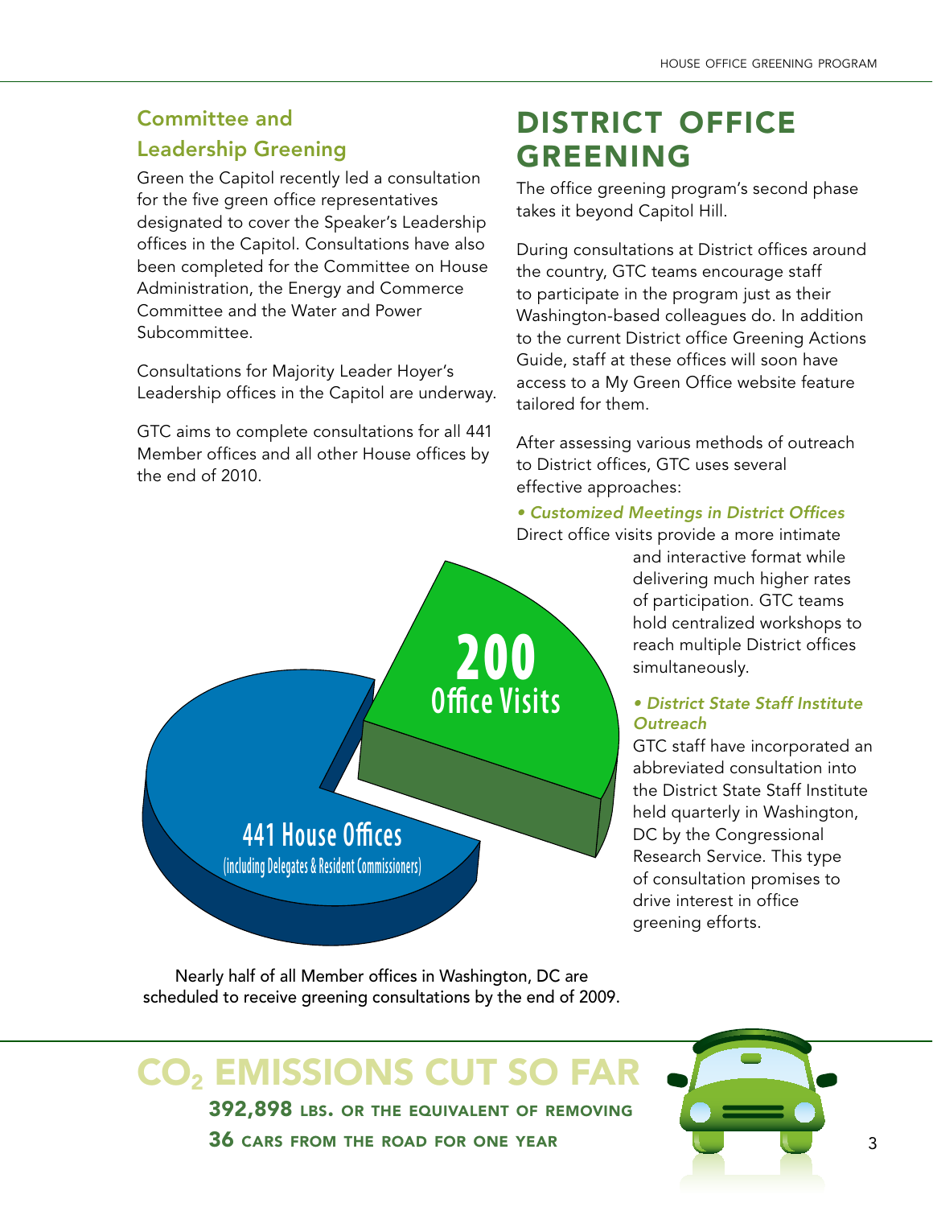### Committee and Leadership Greening

Green the Capitol recently led a consultation for the five green office representatives designated to cover the Speaker's Leadership offices in the Capitol. Consultations have also been completed for the Committee on House Administration, the Energy and Commerce Committee and the Water and Power Subcommittee.

Consultations for Majority Leader Hoyer's Leadership offices in the Capitol are underway.

GTC aims to complete consultations for all 441 Member offices and all other House offices by the end of 2010.

200 Office Visits

441 House Offices (including Delegates & Resident Commissioners)

Nearly half of all Member offices in Washington, DC are scheduled to receive greening consultations by the end of 2009.

## DISTRICT OFFICE GREENING

The office greening program's second phase takes it beyond Capitol Hill.

During consultations at District offices around the country, GTC teams encourage staff to participate in the program just as their Washington-based colleagues do. In addition to the current District office Greening Actions Guide, staff at these offices will soon have access to a My Green Office website feature tailored for them.

After assessing various methods of outreach to District offices, GTC uses several effective approaches:

- ***Customized Meetings in District Offices***
  Direct office visits provide a more intimate and interactive format while delivering much higher rates of participation. GTC teams hold centralized workshops to reach multiple District offices simultaneously.

- ***District State Staff Institute Outreach***
  GTC staff have incorporated an abbreviated consultation into the District State Staff Institute held quarterly in Washington, DC by the Congressional Research Service. This type of consultation promises to drive interest in office greening efforts.

## $CO_2$ EMISSIONS CUT SO FAR

**392,898** LBS. OR THE EQUIVALENT OF REMOVING **36** CARS FROM THE ROAD FOR ONE YEAR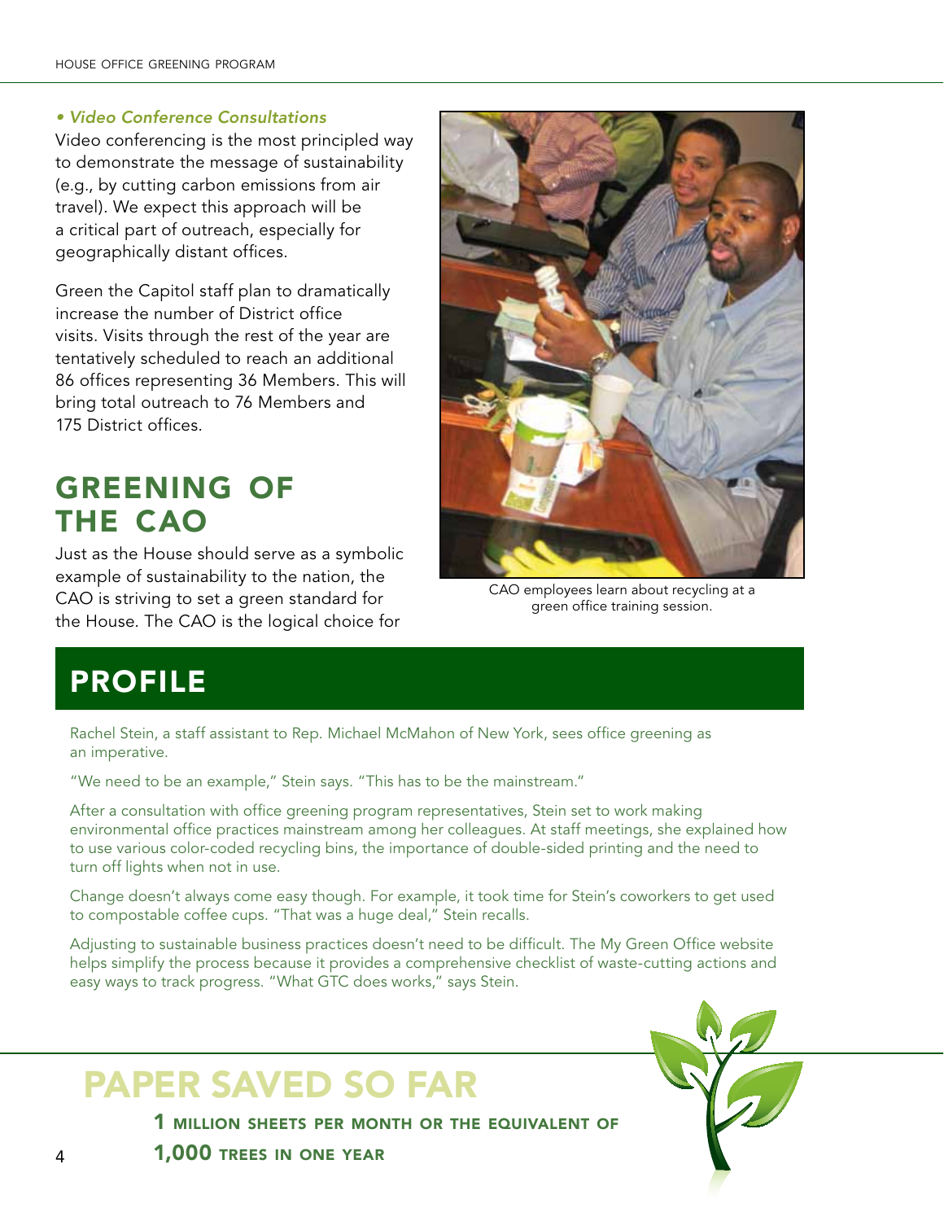*• Video Conference Consultations*

Video conferencing is the most principled way to demonstrate the message of sustainability (e.g., by cutting carbon emissions from air travel). We expect this approach will be a critical part of outreach, especially for geographically distant offices.

Green the Capitol staff plan to dramatically increase the number of District office visits. Visits through the rest of the year are tentatively scheduled to reach an additional 86 offices representing 36 Members. This will bring total outreach to 76 Members and 175 District offices.

## GREENING OF THE CAO

Just as the House should serve as a symbolic example of sustainability to the nation, the CAO is striving to set a green standard for the House. The CAO is the logical choice for

CAO employees learn about recycling at a green office training session.

## PROFILE

Rachel Stein, a staff assistant to Rep. Michael McMahon of New York, sees office greening as an imperative.

"We need to be an example," Stein says. "This has to be the mainstream."

After a consultation with office greening program representatives, Stein set to work making environmental office practices mainstream among her colleagues. At staff meetings, she explained how to use various color-coded recycling bins, the importance of double-sided printing and the need to turn off lights when not in use.

Change doesn't always come easy though. For example, it took time for Stein's coworkers to get used to compostable coffee cups. "That was a huge deal," Stein recalls.

Adjusting to sustainable business practices doesn't need to be difficult. The My Green Office website helps simplify the process because it provides a comprehensive checklist of waste-cutting actions and easy ways to track progress. "What GTC does works," says Stein.

## PAPER SAVED SO FAR

**1** MILLION SHEETS PER MONTH OR THE EQUIVALENT OF

**1,000** TREES IN ONE YEAR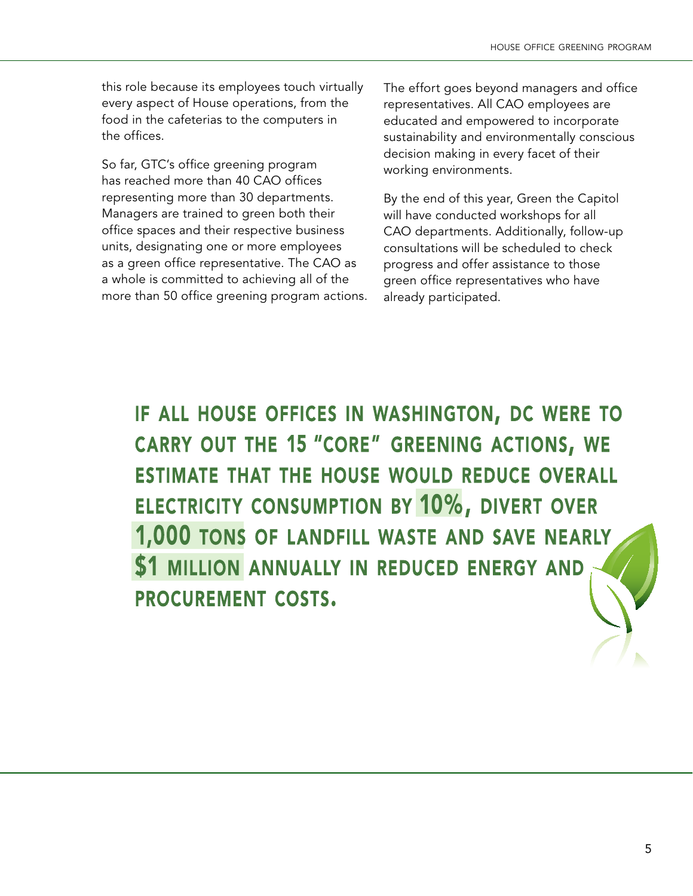this role because its employees touch virtually every aspect of House operations, from the food in the cafeterias to the computers in the offices.

So far, GTC's office greening program has reached more than 40 CAO offices representing more than 30 departments. Managers are trained to green both their office spaces and their respective business units, designating one or more employees as a green office representative. The CAO as a whole is committed to achieving all of the more than 50 office greening program actions.

The effort goes beyond managers and office representatives. All CAO employees are educated and empowered to incorporate sustainability and environmentally conscious decision making in every facet of their working environments.

By the end of this year, Green the Capitol will have conducted workshops for all CAO departments. Additionally, follow-up consultations will be scheduled to check progress and offer assistance to those green office representatives who have already participated.

**IF ALL HOUSE OFFICES IN WASHINGTON, DC WERE TO CARRY OUT THE 15 "CORE" GREENING ACTIONS, WE ESTIMATE THAT THE HOUSE WOULD REDUCE OVERALL ELECTRICITY CONSUMPTION BY 10%, DIVERT OVER 1,000 TONS OF LANDFILL WASTE AND SAVE NEARLY $1 MILLION ANNUALLY IN REDUCED ENERGY AND PROCUREMENT COSTS.**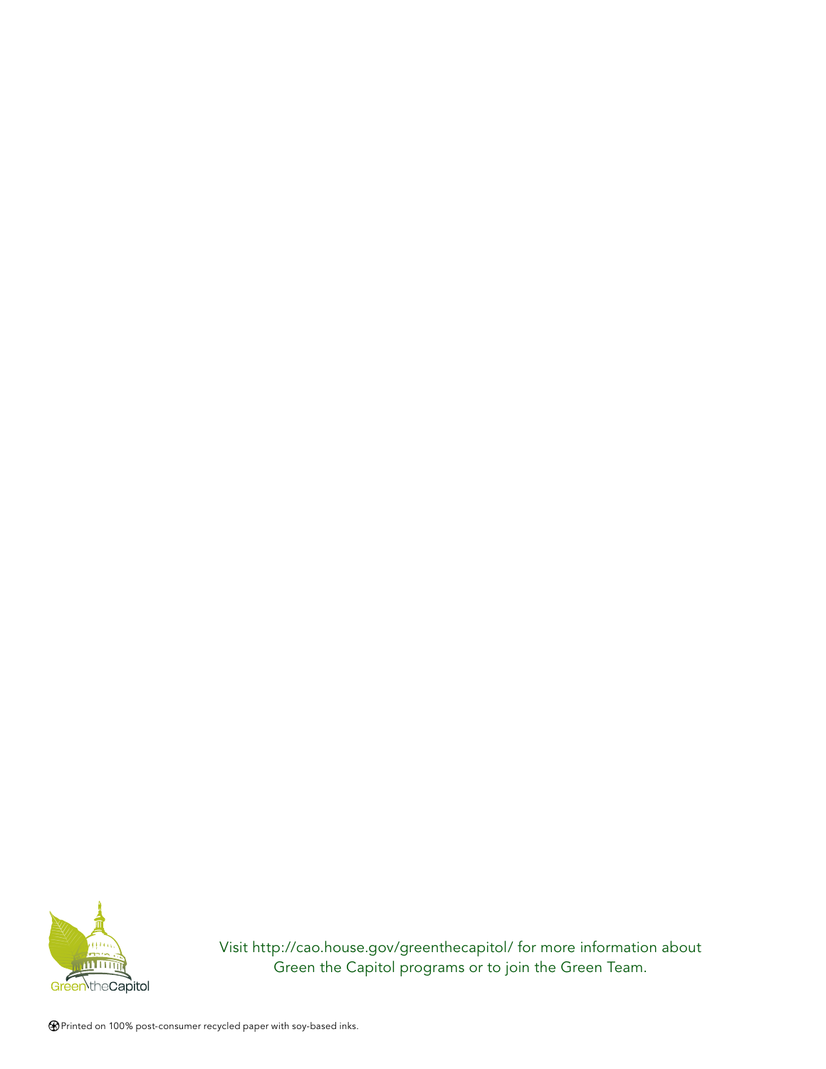Green the Capitol

Visit http://cao.house.gov/greenthecapitol/ for more information about Green the Capitol programs or to join the Green Team.

Printed on 100% post-consumer recycled paper with soy-based inks.